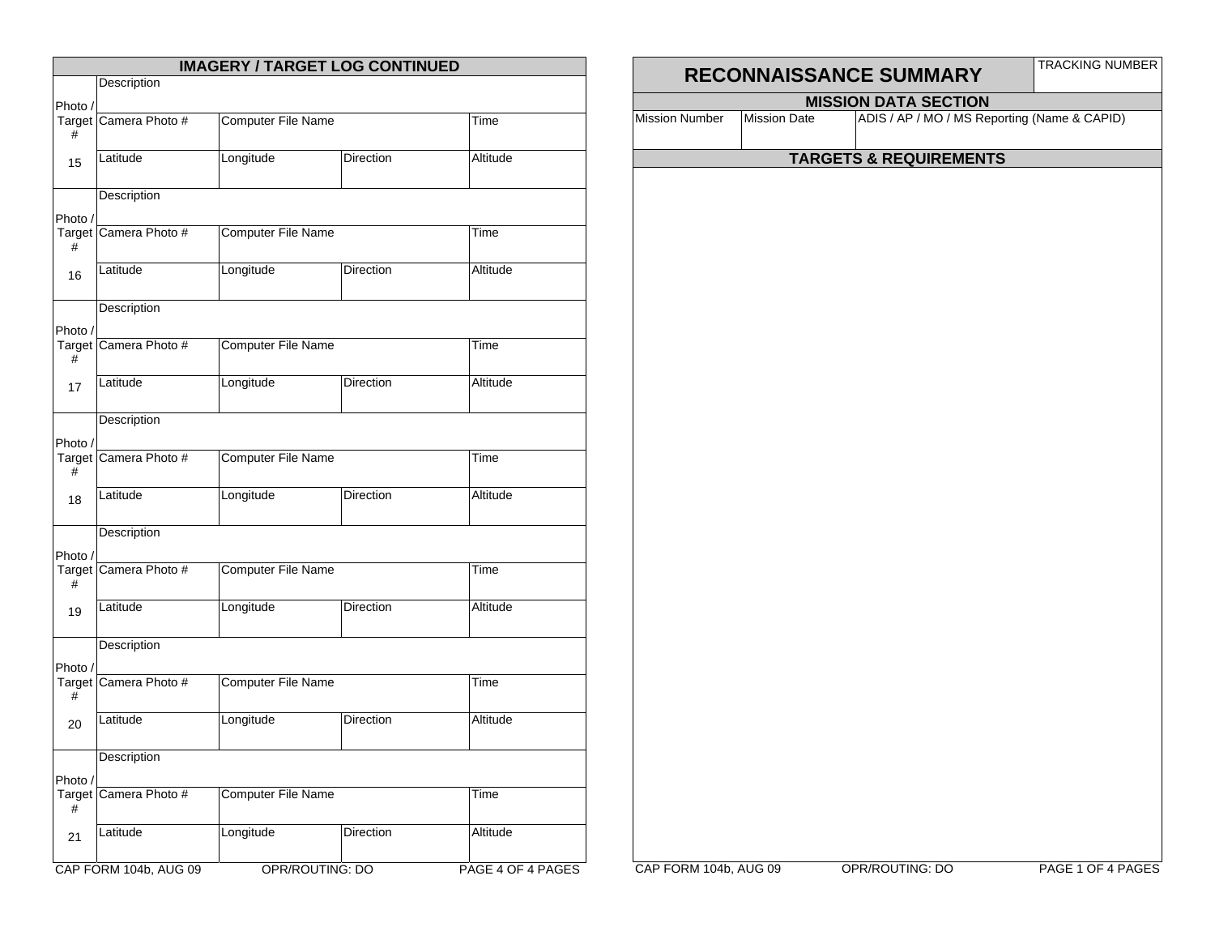## IMAGERY / TARGET LOG CONTINUED

| Photo / Target # | | | | |
|---|---|---|---|---|
| 15 | Description | | | |
| | Camera Photo # | Computer File Name | | Time |
| | Latitude | Longitude | Direction | Altitude |
| 16 | Description | | | |
| | Camera Photo # | Computer File Name | | Time |
| | Latitude | Longitude | Direction | Altitude |
| 17 | Description | | | |
| | Camera Photo # | Computer File Name | | Time |
| | Latitude | Longitude | Direction | Altitude |
| 18 | Description | | | |
| | Camera Photo # | Computer File Name | | Time |
| | Latitude | Longitude | Direction | Altitude |
| 19 | Description | | | |
| | Camera Photo # | Computer File Name | | Time |
| | Latitude | Longitude | Direction | Altitude |
| 20 | Description | | | |
| | Camera Photo # | Computer File Name | | Time |
| | Latitude | Longitude | Direction | Altitude |
| 21 | Description | | | |
| | Camera Photo # | Computer File Name | | Time |
| | Latitude | Longitude | Direction | Altitude |

CAP FORM 104b, AUG 09 OPR/ROUTING: DO

## RECONNAISSANCE SUMMARY

TRACKING NUMBER

### MISSION DATA SECTION

| Mission Number | Mission Date | ADIS / AP / MO / MS Reporting (Name & CAPID) |
|---|---|---|
| | | |

### TARGETS & REQUIREMENTS

CAP FORM 104b, AUG 09 OPR/ROUTING: DO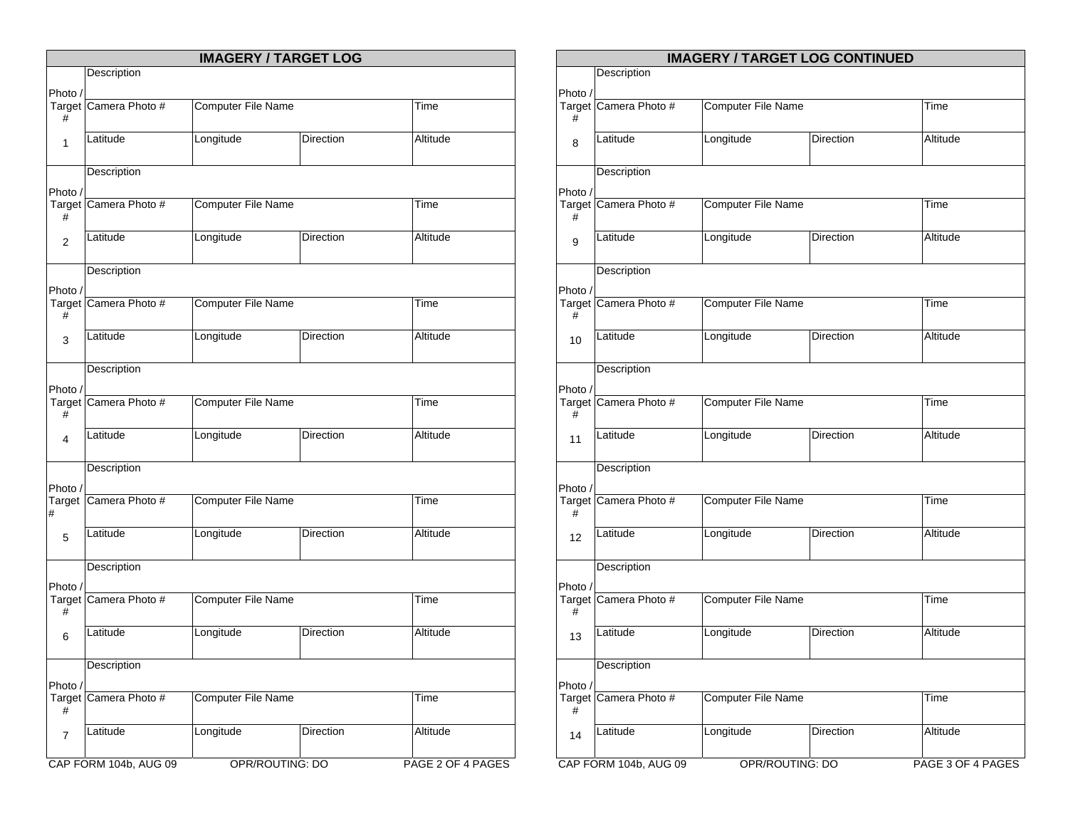## IMAGERY / TARGET LOG

| Photo / Target # | | | | |
|---|---|---|---|---|
| 1 | Description | | | |
| | Camera Photo # | Computer File Name | | Time |
| | Latitude | Longitude | Direction | Altitude |
| 2 | Description | | | |
| | Camera Photo # | Computer File Name | | Time |
| | Latitude | Longitude | Direction | Altitude |
| 3 | Description | | | |
| | Camera Photo # | Computer File Name | | Time |
| | Latitude | Longitude | Direction | Altitude |
| 4 | Description | | | |
| | Camera Photo # | Computer File Name | | Time |
| | Latitude | Longitude | Direction | Altitude |
| 5 | Description | | | |
| | Camera Photo # | Computer File Name | | Time |
| | Latitude | Longitude | Direction | Altitude |
| 6 | Description | | | |
| | Camera Photo # | Computer File Name | | Time |
| | Latitude | Longitude | Direction | Altitude |
| 7 | Description | | | |
| | Camera Photo # | Computer File Name | | Time |
| | Latitude | Longitude | Direction | Altitude |

CAP FORM 104b, AUG 09 OPR/ROUTING: DO

## IMAGERY / TARGET LOG CONTINUED

| Photo / Target # | | | | |
|---|---|---|---|---|
| 8 | Description | | | |
| | Camera Photo # | Computer File Name | | Time |
| | Latitude | Longitude | Direction | Altitude |
| 9 | Description | | | |
| | Camera Photo # | Computer File Name | | Time |
| | Latitude | Longitude | Direction | Altitude |
| 10 | Description | | | |
| | Camera Photo # | Computer File Name | | Time |
| | Latitude | Longitude | Direction | Altitude |
| 11 | Description | | | |
| | Camera Photo # | Computer File Name | | Time |
| | Latitude | Longitude | Direction | Altitude |
| 12 | Description | | | |
| | Camera Photo # | Computer File Name | | Time |
| | Latitude | Longitude | Direction | Altitude |
| 13 | Description | | | |
| | Camera Photo # | Computer File Name | | Time |
| | Latitude | Longitude | Direction | Altitude |
| 14 | Description | | | |
| | Camera Photo # | Computer File Name | | Time |
| | Latitude | Longitude | Direction | Altitude |

CAP FORM 104b, AUG 09 OPR/ROUTING: DO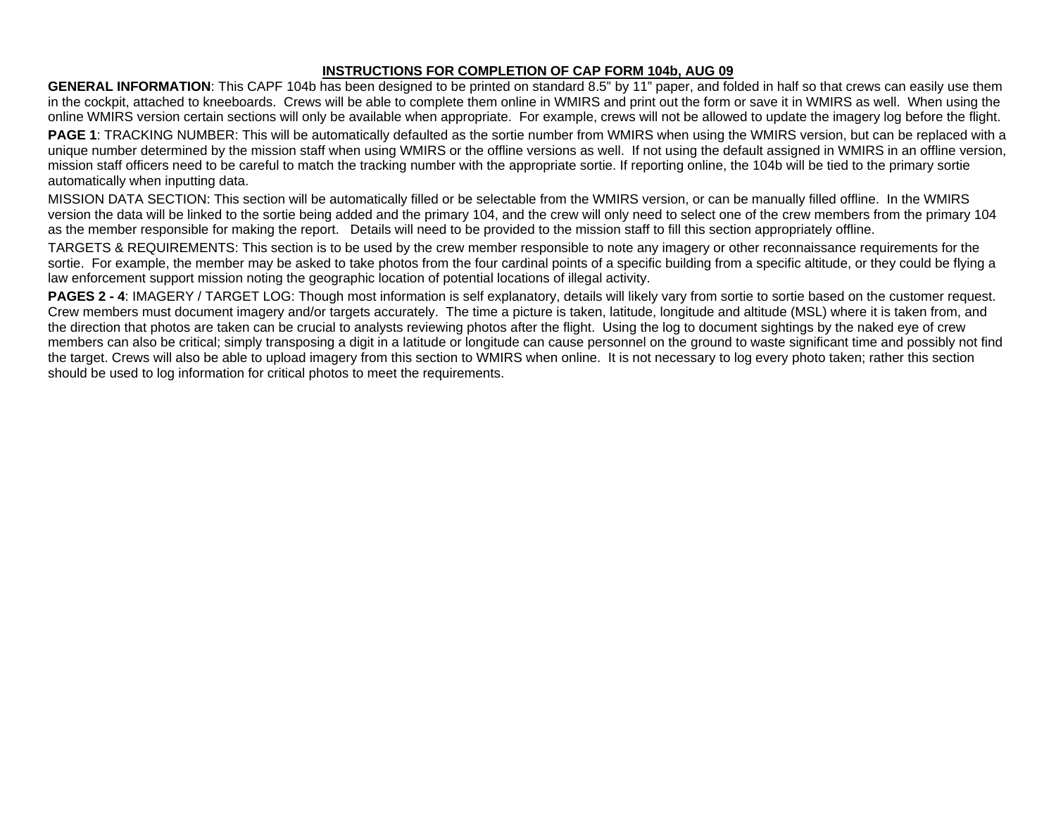## INSTRUCTIONS FOR COMPLETION OF CAP FORM 104b, AUG 09

**GENERAL INFORMATION**: This CAPF 104b has been designed to be printed on standard 8.5" by 11" paper, and folded in half so that crews can easily use them in the cockpit, attached to kneeboards. Crews will be able to complete them online in WMIRS and print out the form or save it in WMIRS as well. When using the online WMIRS version certain sections will only be available when appropriate. For example, crews will not be allowed to update the imagery log before the flight.

**PAGE 1**: TRACKING NUMBER: This will be automatically defaulted as the sortie number from WMIRS when using the WMIRS version, but can be replaced with a unique number determined by the mission staff when using WMIRS or the offline versions as well. If not using the default assigned in WMIRS in an offline version, mission staff officers need to be careful to match the tracking number with the appropriate sortie. If reporting online, the 104b will be tied to the primary sortie automatically when inputting data.

MISSION DATA SECTION: This section will be automatically filled or be selectable from the WMIRS version, or can be manually filled offline. In the WMIRS version the data will be linked to the sortie being added and the primary 104, and the crew will only need to select one of the crew members from the primary 104 as the member responsible for making the report. Details will need to be provided to the mission staff to fill this section appropriately offline.

TARGETS & REQUIREMENTS: This section is to be used by the crew member responsible to note any imagery or other reconnaissance requirements for the sortie. For example, the member may be asked to take photos from the four cardinal points of a specific building from a specific altitude, or they could be flying a law enforcement support mission noting the geographic location of potential locations of illegal activity.

**PAGES 2 - 4**: IMAGERY / TARGET LOG: Though most information is self explanatory, details will likely vary from sortie to sortie based on the customer request. Crew members must document imagery and/or targets accurately. The time a picture is taken, latitude, longitude and altitude (MSL) where it is taken from, and the direction that photos are taken can be crucial to analysts reviewing photos after the flight. Using the log to document sightings by the naked eye of crew members can also be critical; simply transposing a digit in a latitude or longitude can cause personnel on the ground to waste significant time and possibly not find the target. Crews will also be able to upload imagery from this section to WMIRS when online. It is not necessary to log every photo taken; rather this section should be used to log information for critical photos to meet the requirements.